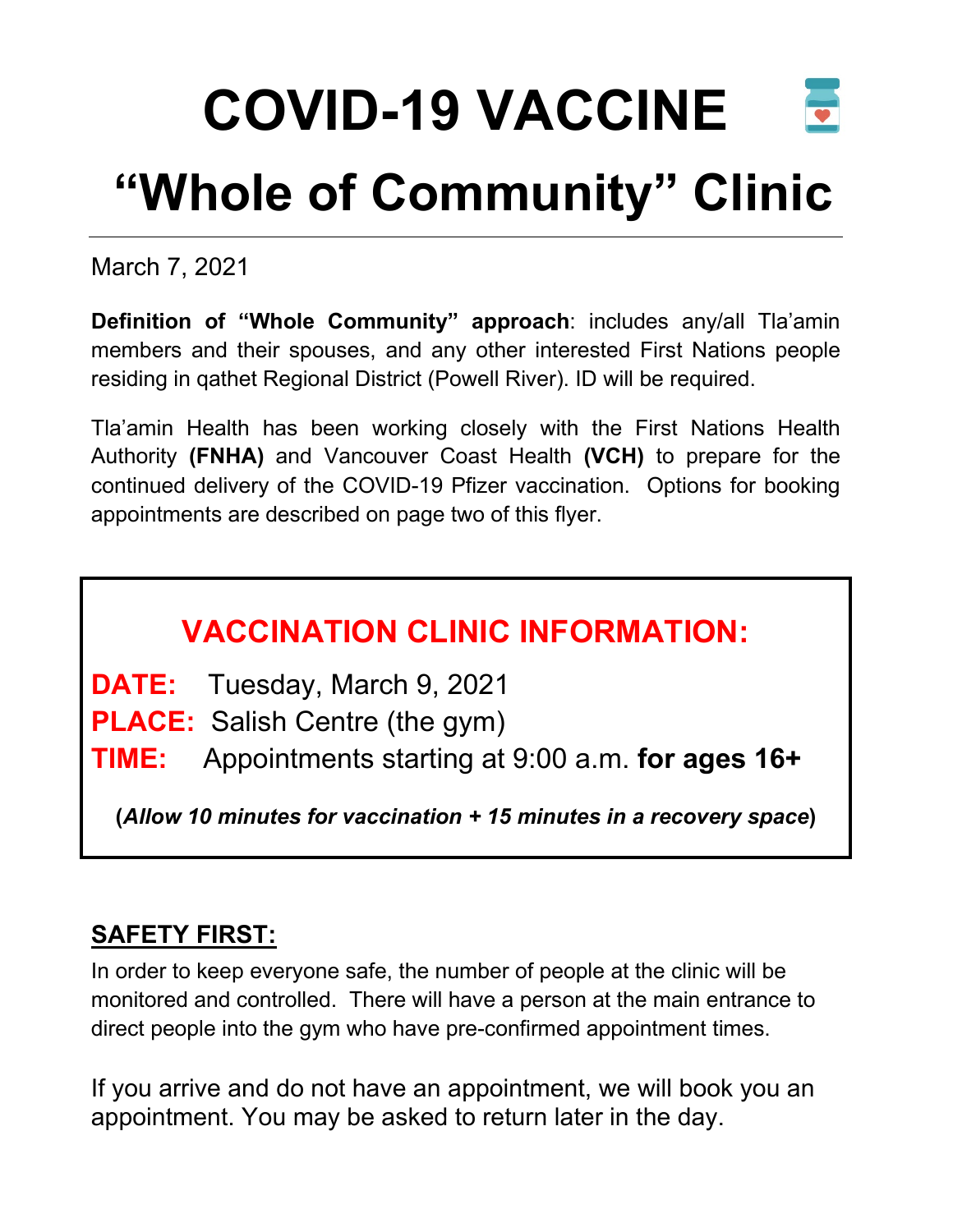# COVID-19 VACCINE

# "Whole of Community" Clinic

March 7, 2021

**Definition of "Whole Community" approach**: includes any/all Tla'amin members and their spouses, and any other interested First Nations people residing in qathet Regional District (Powell River). ID will be required.

Tla'amin Health has been working closely with the First Nations Health Authority **(FNHA)** and Vancouver Coast Health **(VCH)** to prepare for the continued delivery of the COVID-19 Pfizer vaccination. Options for booking appointments are described on page two of this flyer.

## VACCINATION CLINIC INFORMATION:

**DATE:** Tuesday, March 9, 2021

**PLACE:** Salish Centre (the gym)

**TIME:** Appointments starting at 9:00 a.m. **for ages 16+**

**(*Allow 10 minutes for vaccination + 15 minutes in a recovery space*)**

## SAFETY FIRST:

In order to keep everyone safe, the number of people at the clinic will be monitored and controlled. There will have a person at the main entrance to direct people into the gym who have pre-confirmed appointment times.

If you arrive and do not have an appointment, we will book you an appointment. You may be asked to return later in the day.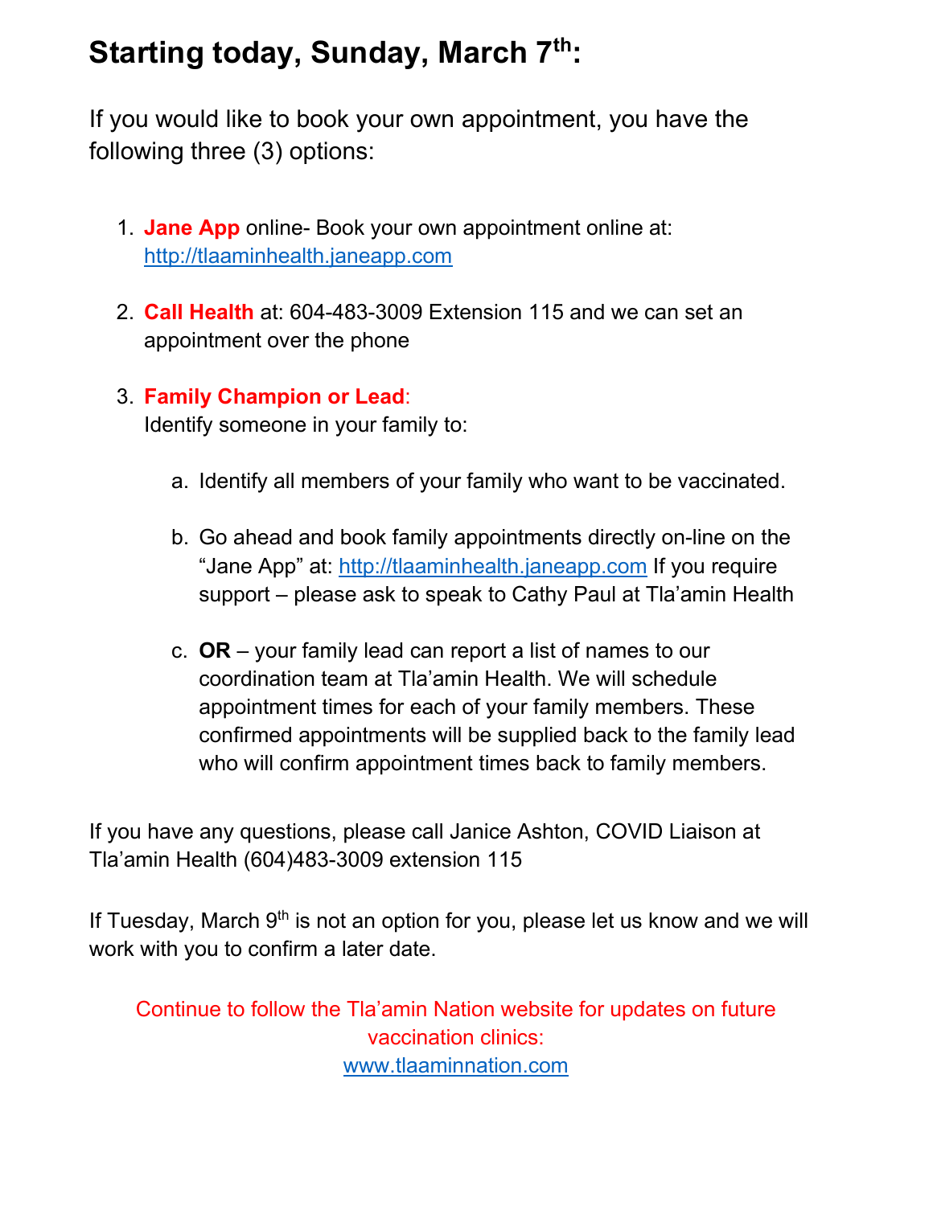# Starting today, Sunday, March 7th:

If you would like to book your own appointment, you have the following three (3) options:

1. **Jane App** online- Book your own appointment online at: http://tlaaminhealth.janeapp.com

2. **Call Health** at: 604-483-3009 Extension 115 and we can set an appointment over the phone

3. **Family Champion or Lead**:
   Identify someone in your family to:

   a. Identify all members of your family who want to be vaccinated.

   b. Go ahead and book family appointments directly on-line on the "Jane App" at: http://tlaaminhealth.janeapp.com If you require support – please ask to speak to Cathy Paul at Tla'amin Health

   c. **OR** – your family lead can report a list of names to our coordination team at Tla'amin Health. We will schedule appointment times for each of your family members. These confirmed appointments will be supplied back to the family lead who will confirm appointment times back to family members.

If you have any questions, please call Janice Ashton, COVID Liaison at Tla'amin Health (604)483-3009 extension 115

If Tuesday, March 9th is not an option for you, please let us know and we will work with you to confirm a later date.

Continue to follow the Tla'amin Nation website for updates on future vaccination clinics:
www.tlaaminnation.com